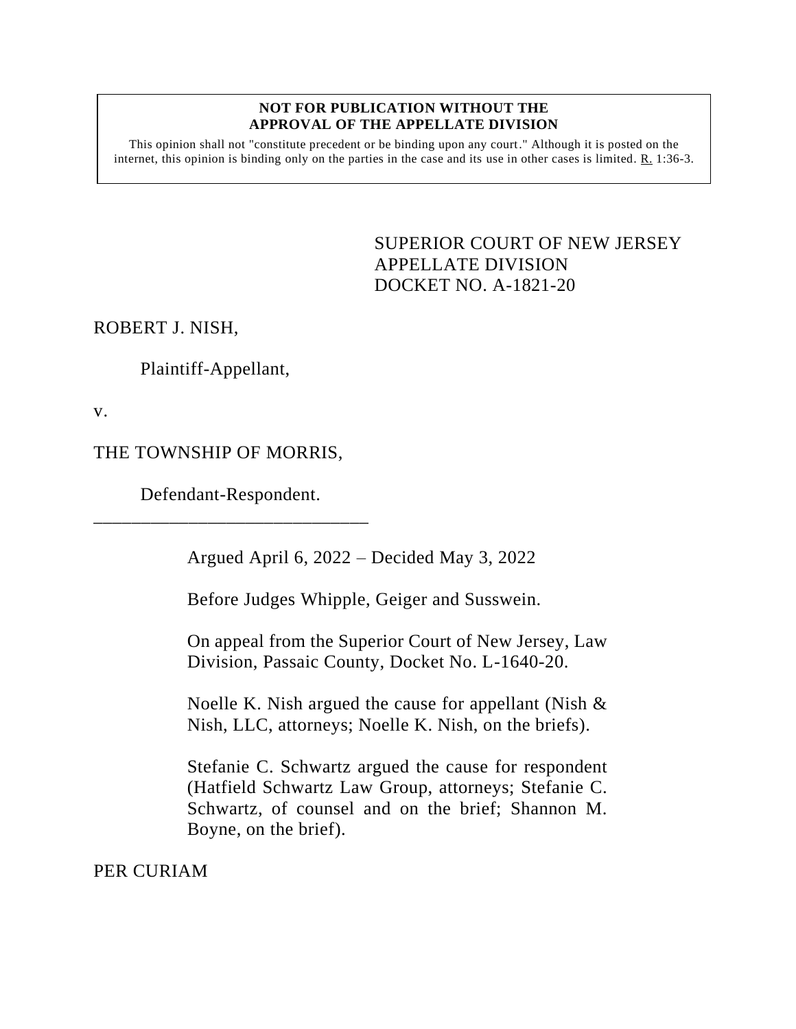**NOT FOR PUBLICATION WITHOUT THE APPROVAL OF THE APPELLATE DIVISION**

This opinion shall not "constitute precedent or be binding upon any court." Although it is posted on the internet, this opinion is binding only on the parties in the case and its use in other cases is limited. R. 1:36-3.

SUPERIOR COURT OF NEW JERSEY
APPELLATE DIVISION
DOCKET NO. A-1821-20

ROBERT J. NISH,

Plaintiff-Appellant,

v.

THE TOWNSHIP OF MORRIS,

Defendant-Respondent.

______________________________

Argued April 6, 2022 – Decided May 3, 2022

Before Judges Whipple, Geiger and Susswein.

On appeal from the Superior Court of New Jersey, Law Division, Passaic County, Docket No. L-1640-20.

Noelle K. Nish argued the cause for appellant (Nish & Nish, LLC, attorneys; Noelle K. Nish, on the briefs).

Stefanie C. Schwartz argued the cause for respondent (Hatfield Schwartz Law Group, attorneys; Stefanie C. Schwartz, of counsel and on the brief; Shannon M. Boyne, on the brief).

PER CURIAM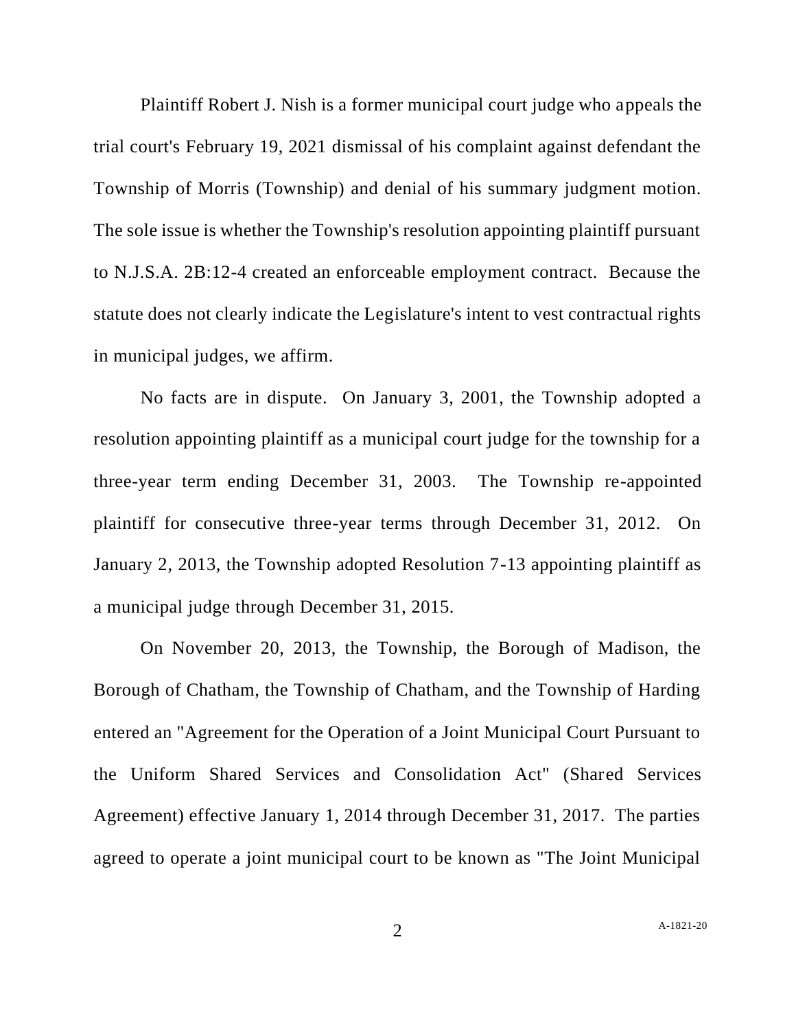Plaintiff Robert J. Nish is a former municipal court judge who appeals the trial court's February 19, 2021 dismissal of his complaint against defendant the Township of Morris (Township) and denial of his summary judgment motion. The sole issue is whether the Township's resolution appointing plaintiff pursuant to N.J.S.A. 2B:12-4 created an enforceable employment contract. Because the statute does not clearly indicate the Legislature's intent to vest contractual rights in municipal judges, we affirm.

No facts are in dispute. On January 3, 2001, the Township adopted a resolution appointing plaintiff as a municipal court judge for the township for a three-year term ending December 31, 2003. The Township re-appointed plaintiff for consecutive three-year terms through December 31, 2012. On January 2, 2013, the Township adopted Resolution 7-13 appointing plaintiff as a municipal judge through December 31, 2015.

On November 20, 2013, the Township, the Borough of Madison, the Borough of Chatham, the Township of Chatham, and the Township of Harding entered an "Agreement for the Operation of a Joint Municipal Court Pursuant to the Uniform Shared Services and Consolidation Act" (Shared Services Agreement) effective January 1, 2014 through December 31, 2017. The parties agreed to operate a joint municipal court to be known as "The Joint Municipal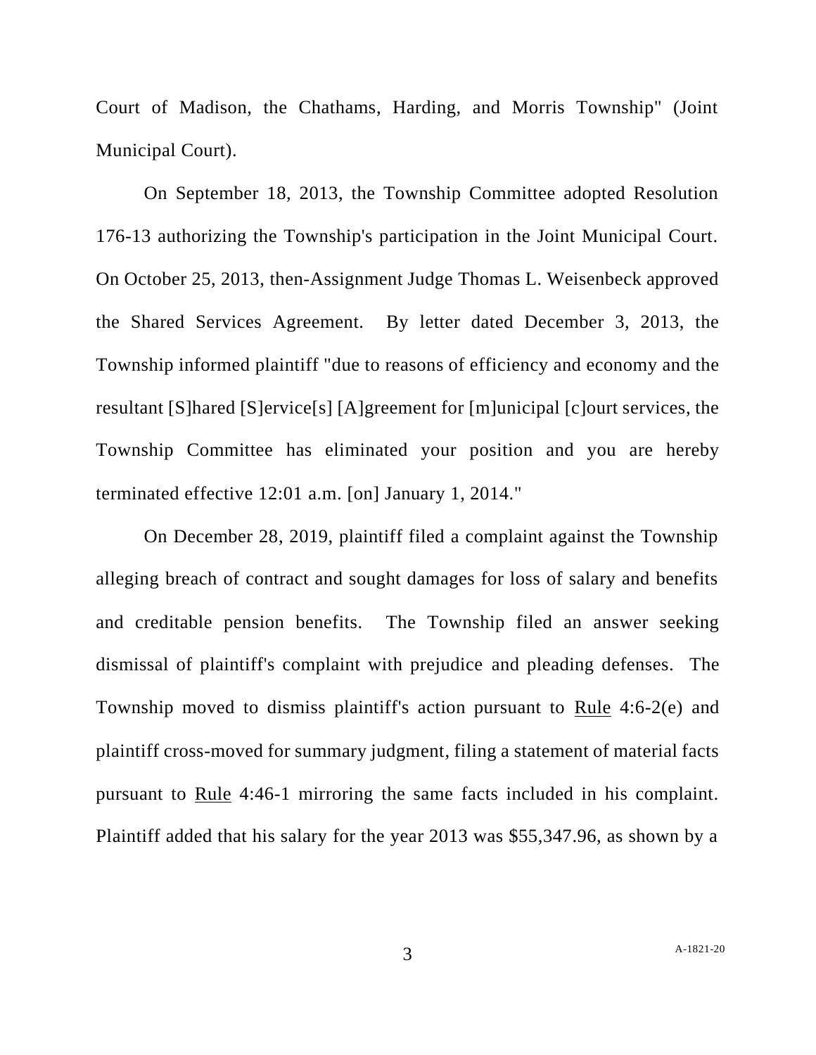Court of Madison, the Chathams, Harding, and Morris Township" (Joint Municipal Court).

On September 18, 2013, the Township Committee adopted Resolution 176-13 authorizing the Township's participation in the Joint Municipal Court. On October 25, 2013, then-Assignment Judge Thomas L. Weisenbeck approved the Shared Services Agreement. By letter dated December 3, 2013, the Township informed plaintiff "due to reasons of efficiency and economy and the resultant [S]hared [S]ervice[s] [A]greement for [m]unicipal [c]ourt services, the Township Committee has eliminated your position and you are hereby terminated effective 12:01 a.m. [on] January 1, 2014."

On December 28, 2019, plaintiff filed a complaint against the Township alleging breach of contract and sought damages for loss of salary and benefits and creditable pension benefits. The Township filed an answer seeking dismissal of plaintiff's complaint with prejudice and pleading defenses. The Township moved to dismiss plaintiff's action pursuant to Rule 4:6-2(e) and plaintiff cross-moved for summary judgment, filing a statement of material facts pursuant to Rule 4:46-1 mirroring the same facts included in his complaint. Plaintiff added that his salary for the year 2013 was $55,347.96, as shown by a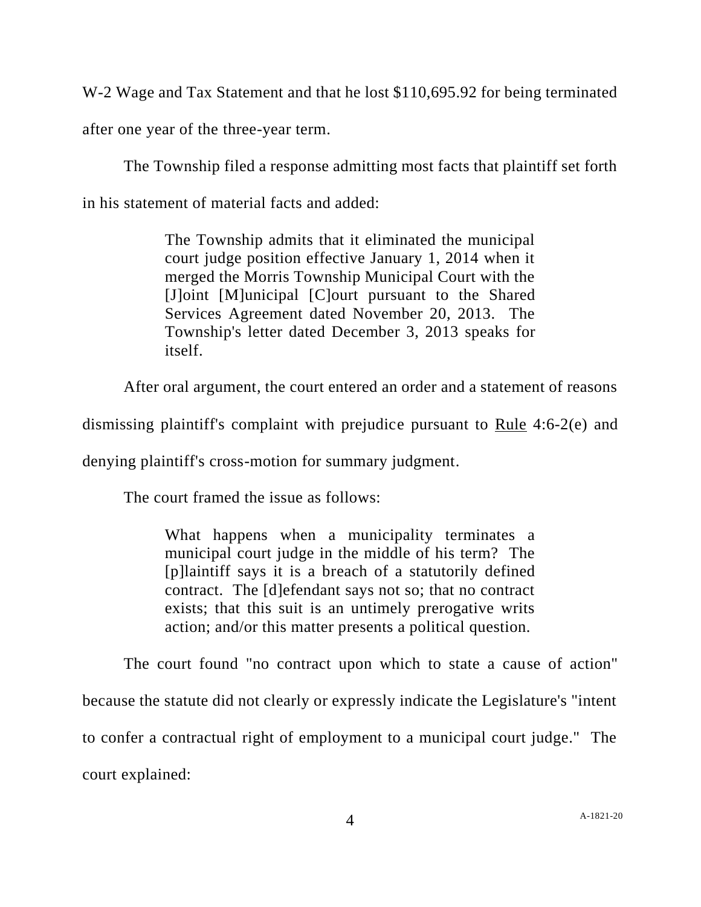W-2 Wage and Tax Statement and that he lost $110,695.92 for being terminated after one year of the three-year term.

The Township filed a response admitting most facts that plaintiff set forth in his statement of material facts and added:

> The Township admits that it eliminated the municipal court judge position effective January 1, 2014 when it merged the Morris Township Municipal Court with the [J]oint [M]unicipal [C]ourt pursuant to the Shared Services Agreement dated November 20, 2013. The Township's letter dated December 3, 2013 speaks for itself.

After oral argument, the court entered an order and a statement of reasons dismissing plaintiff's complaint with prejudice pursuant to Rule 4:6-2(e) and denying plaintiff's cross-motion for summary judgment.

The court framed the issue as follows:

> What happens when a municipality terminates a municipal court judge in the middle of his term? The [p]laintiff says it is a breach of a statutorily defined contract. The [d]efendant says not so; that no contract exists; that this suit is an untimely prerogative writs action; and/or this matter presents a political question.

The court found "no contract upon which to state a cause of action" because the statute did not clearly or expressly indicate the Legislature's "intent to confer a contractual right of employment to a municipal court judge." The court explained: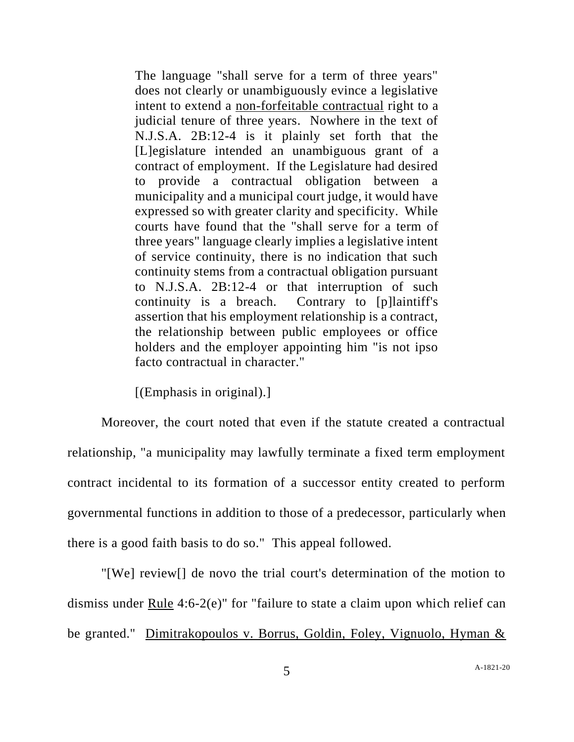> The language "shall serve for a term of three years" does not clearly or unambiguously evince a legislative intent to extend a <u>non-forfeitable contractual</u> right to a judicial tenure of three years. Nowhere in the text of N.J.S.A. 2B:12-4 is it plainly set forth that the [L]egislature intended an unambiguous grant of a contract of employment. If the Legislature had desired to provide a contractual obligation between a municipality and a municipal court judge, it would have expressed so with greater clarity and specificity. While courts have found that the "shall serve for a term of three years" language clearly implies a legislative intent of service continuity, there is no indication that such continuity stems from a contractual obligation pursuant to N.J.S.A. 2B:12-4 or that interruption of such continuity is a breach. Contrary to [p]laintiff's assertion that his employment relationship is a contract, the relationship between public employees or office holders and the employer appointing him "is not ipso facto contractual in character."
>
> [(Emphasis in original).]

Moreover, the court noted that even if the statute created a contractual relationship, "a municipality may lawfully terminate a fixed term employment contract incidental to its formation of a successor entity created to perform governmental functions in addition to those of a predecessor, particularly when there is a good faith basis to do so." This appeal followed.

"[We] review[] de novo the trial court's determination of the motion to dismiss under <u>Rule</u> 4:6-2(e)" for "failure to state a claim upon which relief can be granted." <u>Dimitrakopoulos v. Borrus, Goldin, Foley, Vignuolo, Hyman &</u>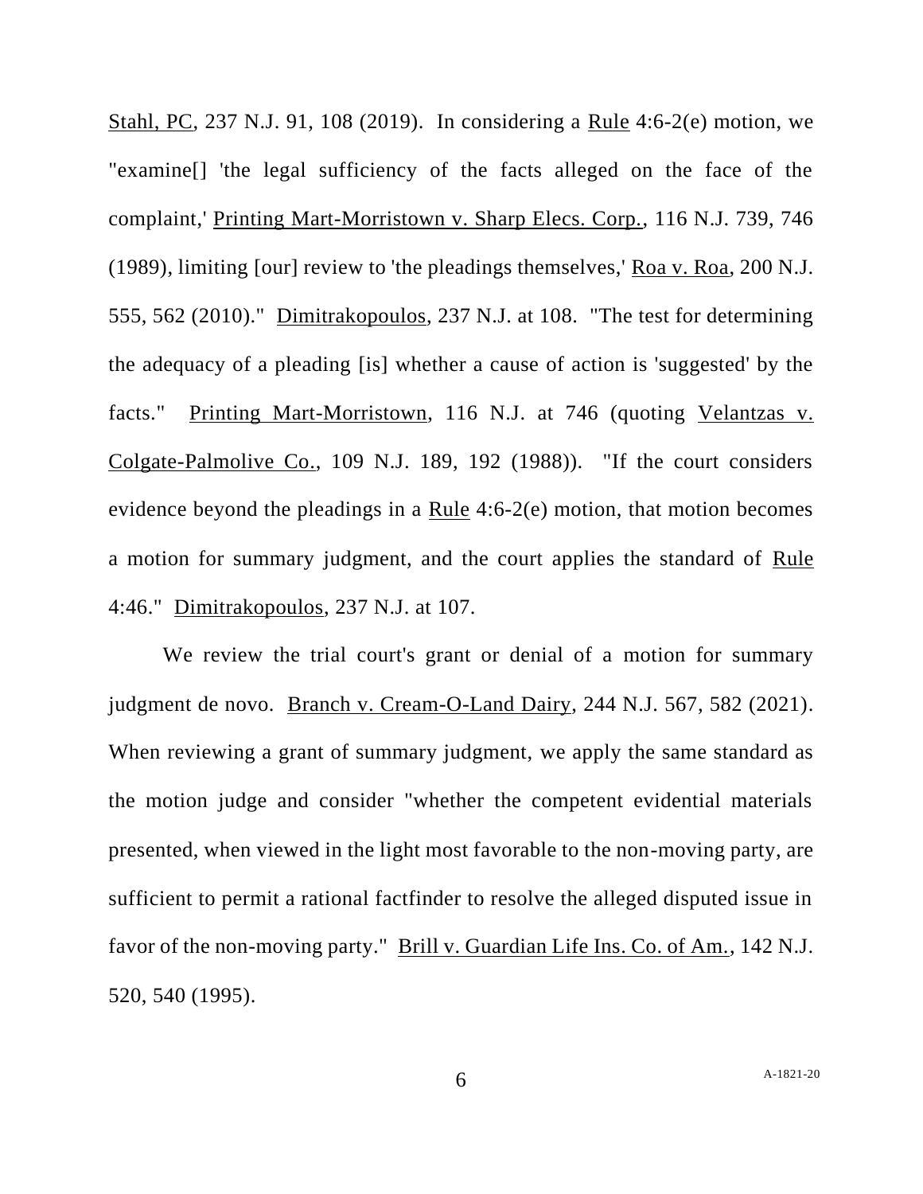Stahl, PC, 237 N.J. 91, 108 (2019). In considering a Rule 4:6-2(e) motion, we "examine[] 'the legal sufficiency of the facts alleged on the face of the complaint,' Printing Mart-Morristown v. Sharp Elecs. Corp., 116 N.J. 739, 746 (1989), limiting [our] review to 'the pleadings themselves,' Roa v. Roa, 200 N.J. 555, 562 (2010)." Dimitrakopoulos, 237 N.J. at 108. "The test for determining the adequacy of a pleading [is] whether a cause of action is 'suggested' by the facts." Printing Mart-Morristown, 116 N.J. at 746 (quoting Velantzas v. Colgate-Palmolive Co., 109 N.J. 189, 192 (1988)). "If the court considers evidence beyond the pleadings in a Rule 4:6-2(e) motion, that motion becomes a motion for summary judgment, and the court applies the standard of Rule 4:46." Dimitrakopoulos, 237 N.J. at 107.

We review the trial court's grant or denial of a motion for summary judgment de novo. Branch v. Cream-O-Land Dairy, 244 N.J. 567, 582 (2021). When reviewing a grant of summary judgment, we apply the same standard as the motion judge and consider "whether the competent evidential materials presented, when viewed in the light most favorable to the non-moving party, are sufficient to permit a rational factfinder to resolve the alleged disputed issue in favor of the non-moving party." Brill v. Guardian Life Ins. Co. of Am., 142 N.J. 520, 540 (1995).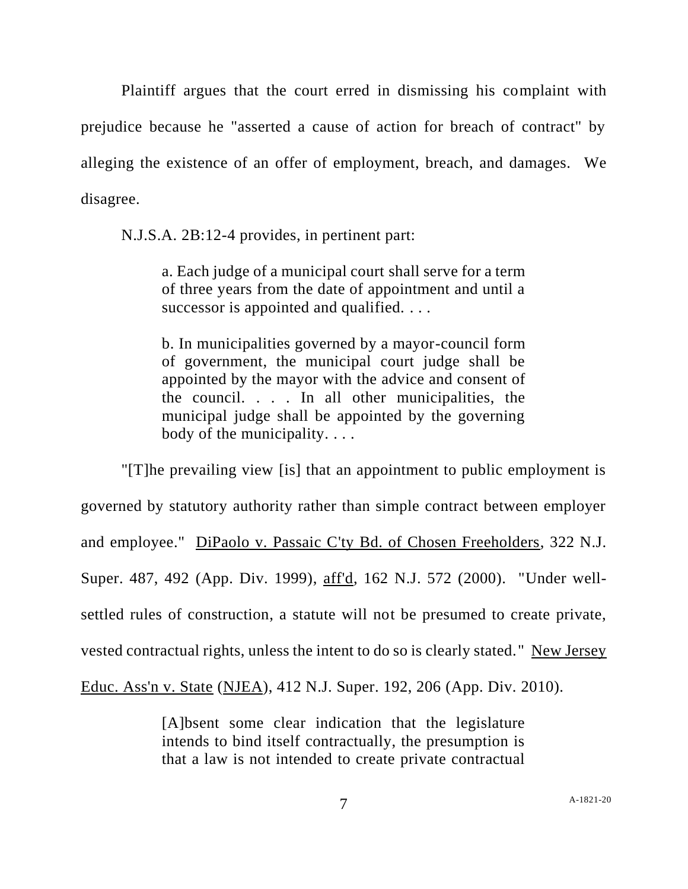Plaintiff argues that the court erred in dismissing his complaint with prejudice because he "asserted a cause of action for breach of contract" by alleging the existence of an offer of employment, breach, and damages. We disagree.

N.J.S.A. 2B:12-4 provides, in pertinent part:

> a. Each judge of a municipal court shall serve for a term of three years from the date of appointment and until a successor is appointed and qualified. . . .
>
> b. In municipalities governed by a mayor-council form of government, the municipal court judge shall be appointed by the mayor with the advice and consent of the council. . . . In all other municipalities, the municipal judge shall be appointed by the governing body of the municipality. . . .

"[T]he prevailing view [is] that an appointment to public employment is governed by statutory authority rather than simple contract between employer and employee." DiPaolo v. Passaic C'ty Bd. of Chosen Freeholders, 322 N.J. Super. 487, 492 (App. Div. 1999), aff'd, 162 N.J. 572 (2000). "Under well-settled rules of construction, a statute will not be presumed to create private, vested contractual rights, unless the intent to do so is clearly stated." New Jersey Educ. Ass'n v. State (NJEA), 412 N.J. Super. 192, 206 (App. Div. 2010).

> [A]bsent some clear indication that the legislature intends to bind itself contractually, the presumption is that a law is not intended to create private contractual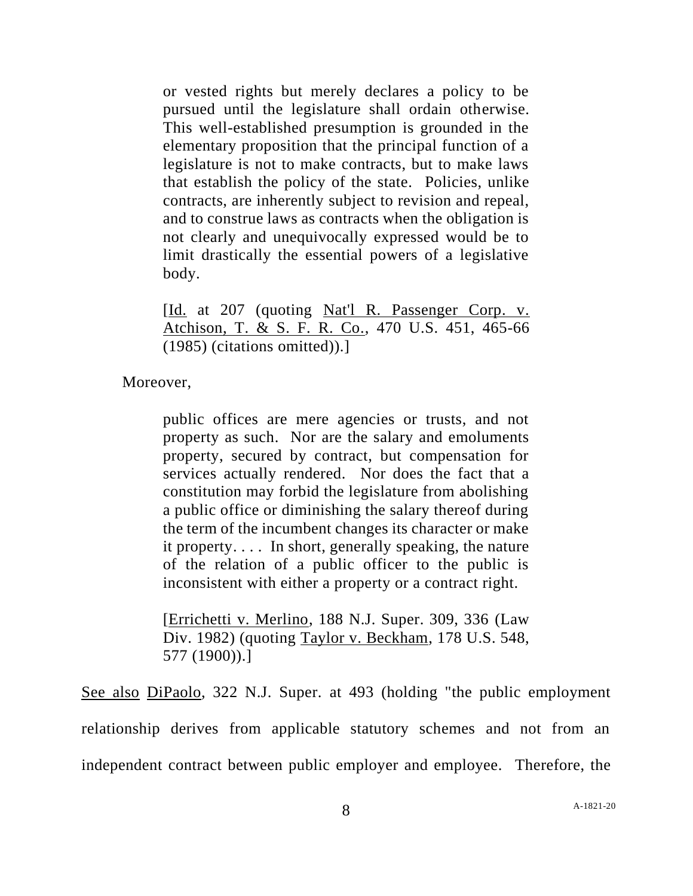> or vested rights but merely declares a policy to be pursued until the legislature shall ordain otherwise. This well-established presumption is grounded in the elementary proposition that the principal function of a legislature is not to make contracts, but to make laws that establish the policy of the state. Policies, unlike contracts, are inherently subject to revision and repeal, and to construe laws as contracts when the obligation is not clearly and unequivocally expressed would be to limit drastically the essential powers of a legislative body.
>
> [Id. at 207 (quoting Nat'l R. Passenger Corp. v. Atchison, T. & S. F. R. Co., 470 U.S. 451, 465-66 (1985) (citations omitted)).]

Moreover,

> public offices are mere agencies or trusts, and not property as such. Nor are the salary and emoluments property, secured by contract, but compensation for services actually rendered. Nor does the fact that a constitution may forbid the legislature from abolishing a public office or diminishing the salary thereof during the term of the incumbent changes its character or make it property. . . . In short, generally speaking, the nature of the relation of a public officer to the public is inconsistent with either a property or a contract right.
>
> [Errichetti v. Merlino, 188 N.J. Super. 309, 336 (Law Div. 1982) (quoting Taylor v. Beckham, 178 U.S. 548, 577 (1900)).]

See also DiPaolo, 322 N.J. Super. at 493 (holding "the public employment relationship derives from applicable statutory schemes and not from an independent contract between public employer and employee. Therefore, the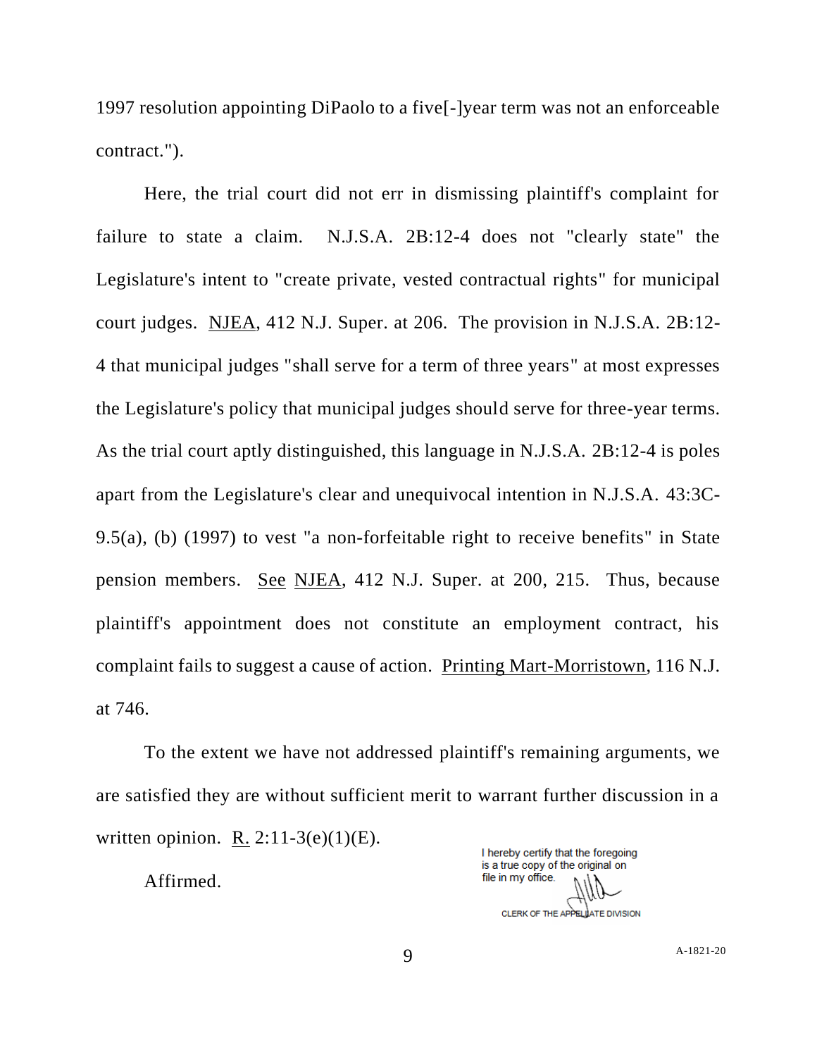1997 resolution appointing DiPaolo to a five[-]year term was not an enforceable contract.").

Here, the trial court did not err in dismissing plaintiff's complaint for failure to state a claim. N.J.S.A. 2B:12-4 does not "clearly state" the Legislature's intent to "create private, vested contractual rights" for municipal court judges. NJEA, 412 N.J. Super. at 206. The provision in N.J.S.A. 2B:12-4 that municipal judges "shall serve for a term of three years" at most expresses the Legislature's policy that municipal judges should serve for three-year terms. As the trial court aptly distinguished, this language in N.J.S.A. 2B:12-4 is poles apart from the Legislature's clear and unequivocal intention in N.J.S.A. 43:3C-9.5(a), (b) (1997) to vest "a non-forfeitable right to receive benefits" in State pension members. See NJEA, 412 N.J. Super. at 200, 215. Thus, because plaintiff's appointment does not constitute an employment contract, his complaint fails to suggest a cause of action. Printing Mart-Morristown, 116 N.J. at 746.

To the extent we have not addressed plaintiff's remaining arguments, we are satisfied they are without sufficient merit to warrant further discussion in a written opinion. R. 2:11-3(e)(1)(E).

Affirmed.

I hereby certify that the foregoing is a true copy of the original on file in my office.

CLERK OF THE APPELLATE DIVISION